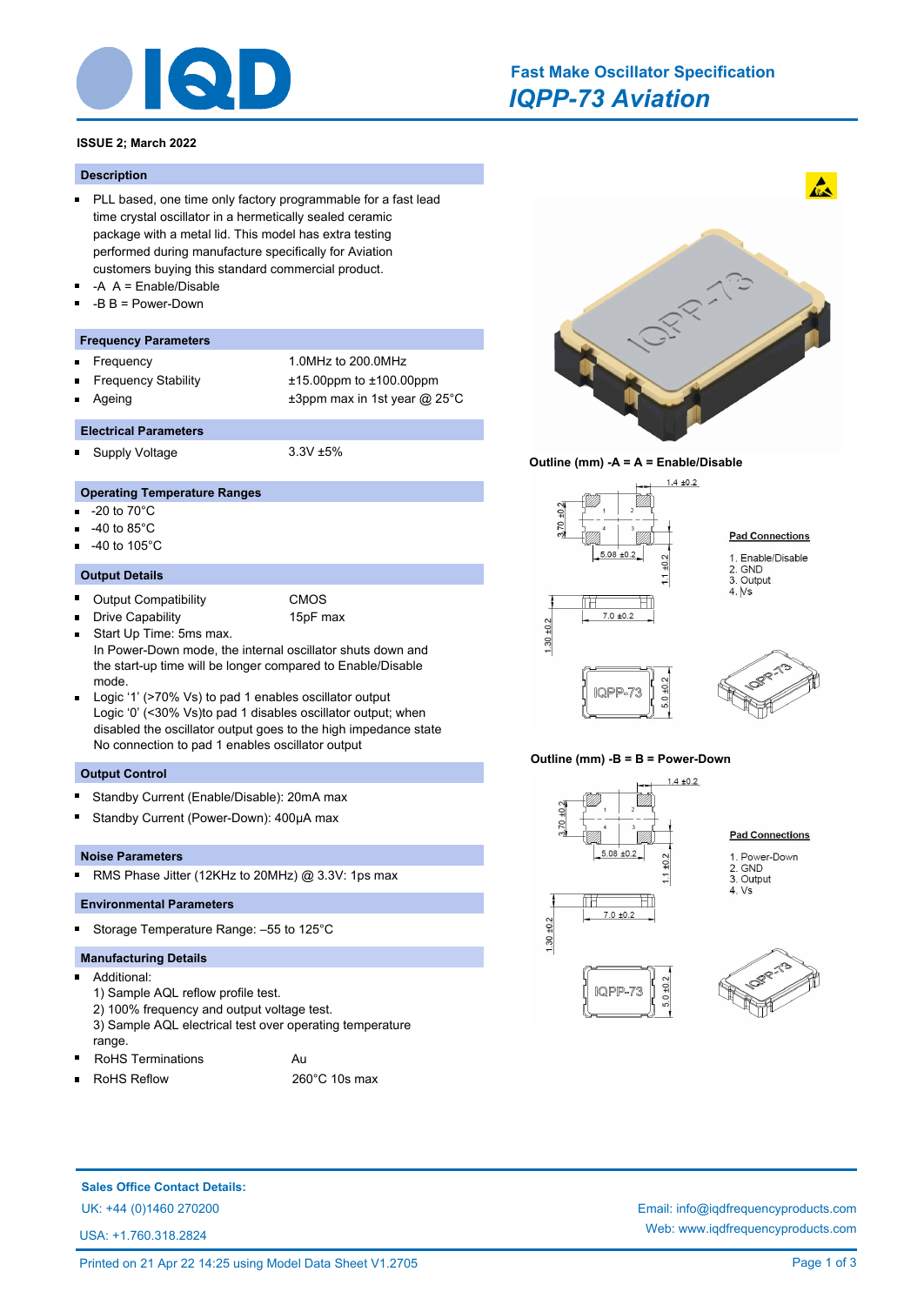# IQD

## Fast Make Oscillator Specification

## *IQPP-73 Aviation*

**ISSUE 2; March 2022**

### Description

- PLL based, one time only factory programmable for a fast lead time crystal oscillator in a hermetically sealed ceramic package with a metal lid. This model has extra testing performed during manufacture specifically for Aviation customers buying this standard commercial product.
- -A A = Enable/Disable
- -B B = Power-Down

### Frequency Parameters

| | |
|---|---|
| Frequency | 1.0MHz to 200.0MHz |
| Frequency Stability | ±15.00ppm to ±100.00ppm |
| Ageing | ±3ppm max in 1st year @ 25°C |

### Electrical Parameters

| | |
|---|---|
| Supply Voltage | 3.3V ±5% |

### Operating Temperature Ranges

- -20 to 70°C
- -40 to 85°C
- -40 to 105°C

### Output Details

- Output Compatibility: CMOS
- Drive Capability: 15pF max
- Start Up Time: 5ms max.
  In Power-Down mode, the internal oscillator shuts down and the start-up time will be longer compared to Enable/Disable mode.
- Logic '1' (>70% Vs) to pad 1 enables oscillator output
  Logic '0' (<30% Vs)to pad 1 disables oscillator output; when disabled the oscillator output goes to the high impedance state
  No connection to pad 1 enables oscillator output

### Output Control

- Standby Current (Enable/Disable): 20mA max
- Standby Current (Power-Down): 400μA max

### Noise Parameters

- RMS Phase Jitter (12KHz to 20MHz) @ 3.3V: 1ps max

### Environmental Parameters

- Storage Temperature Range: –55 to 125°C

### Manufacturing Details

- Additional:
  1) Sample AQL reflow profile test.
  2) 100% frequency and output voltage test.
  3) Sample AQL electrical test over operating temperature range.
- RoHS Terminations: Au
- RoHS Reflow: 260°C 10s max

### Outline (mm) -A = A = Enable/Disable

Dimensions: 1.4 ±0.2; 3.70 ±0.2; 5.08 ±0.2; 1.1 ±0.2; 7.0 ±0.2; 1.30 ±0.2; 5.0 ±0.2

**Pad Connections**

1. Enable/Disable
2. GND
3. Output
4. Vs

### Outline (mm) -B = B = Power-Down

Dimensions: 1.4 ±0.2; 3.70 ±0.2; 5.08 ±0.2; 1.1 ±0.2; 7.0 ±0.2; 1.30 ±0.2; 5.0 ±0.2

**Pad Connections**

1. Power-Down
2. GND
3. Output
4. Vs

---

**Sales Office Contact Details:**

UK: +44 (0)1460 270200

USA: +1.760.318.2824

Email: info@iqdfrequencyproducts.com

Web: www.iqdfrequencyproducts.com

Printed on 21 Apr 22 14:25 using Model Data Sheet V1.2705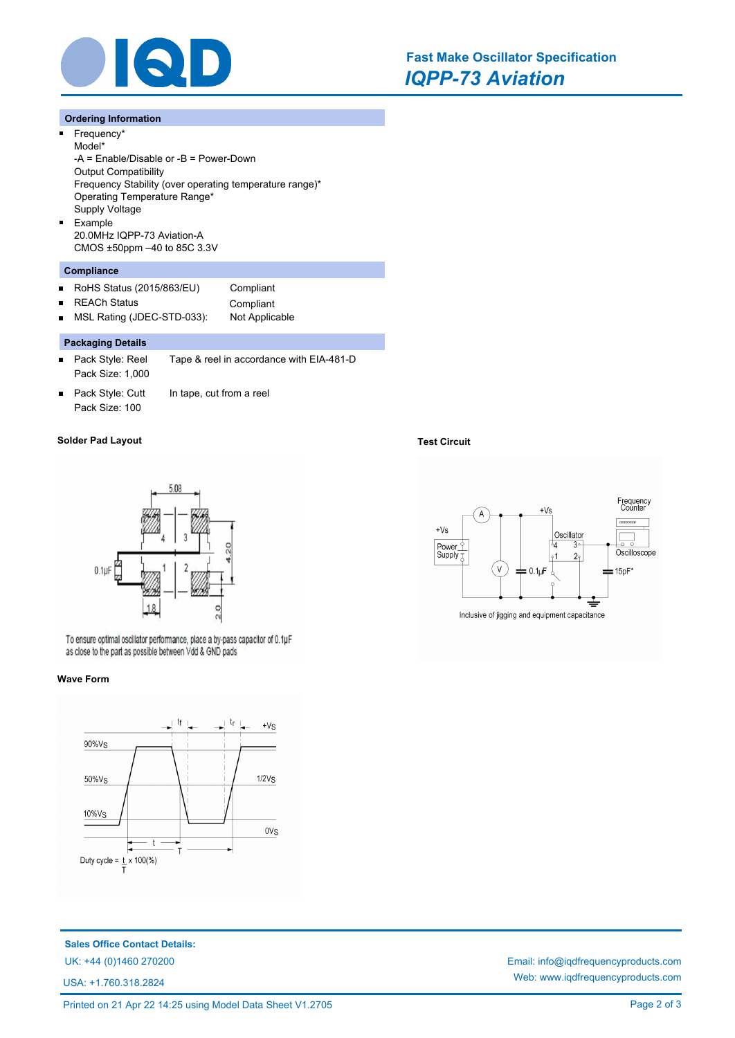## Fast Make Oscillator Specification

## *IQPP-73 Aviation*

### Ordering Information

- Frequency*
  Model*
  -A = Enable/Disable or -B = Power-Down
  Output Compatibility
  Frequency Stability (over operating temperature range)*
  Operating Temperature Range*
  Supply Voltage
- Example
  20.0MHz IQPP-73 Aviation-A
  CMOS ±50ppm –40 to 85C 3.3V

### Compliance

| | |
|---|---|
| RoHS Status (2015/863/EU) | Compliant |
| REACH Status | Compliant |
| MSL Rating (JDEC-STD-033): | Not Applicable |

### Packaging Details

- Pack Style: Reel — Tape & reel in accordance with EIA-481-D
  Pack Size: 1,000
- Pack Style: Cutt — In tape, cut from a reel
  Pack Size: 100

### Solder Pad Layout

To ensure optimal oscillator performance, place a by-pass capacitor of 0.1µF as close to the part as possible between Vdd & GND pads

### Test Circuit

Inclusive of jigging and equipment capacitance

### Wave Form

Duty cycle = $\frac{t}{T}$ x 100(%)

**Sales Office Contact Details:**

UK: +44 (0)1460 270200

USA: +1.760.318.2824

Email: info@iqdfrequencyproducts.com

Web: www.iqdfrequencyproducts.com

Printed on 21 Apr 22 14:25 using Model Data Sheet V1.2705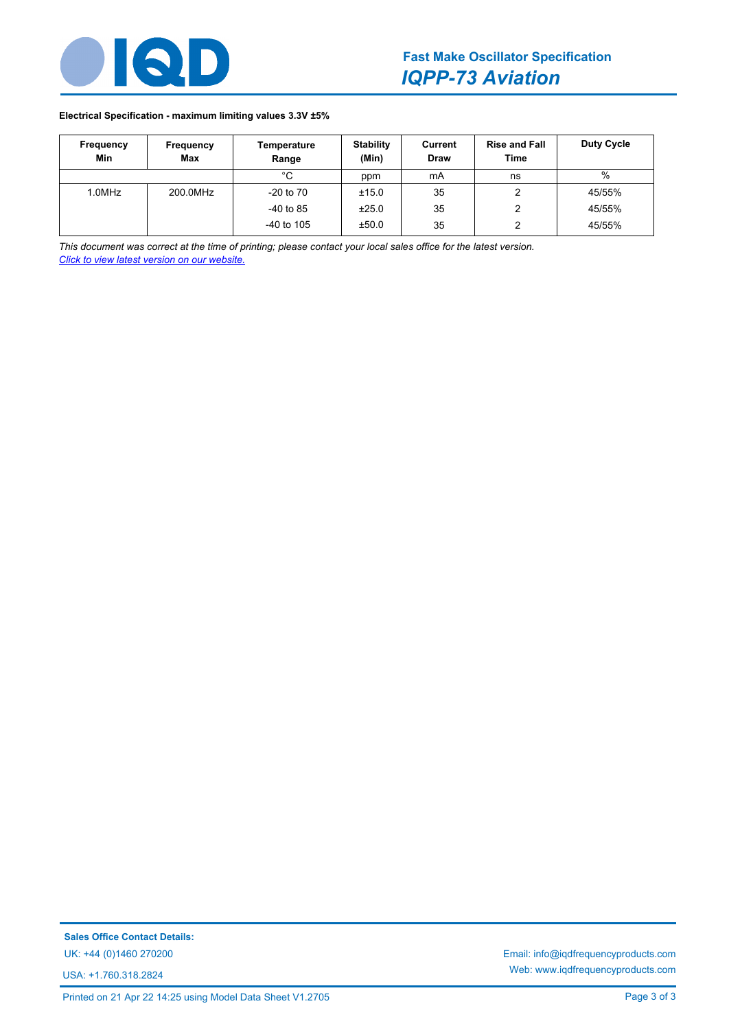**Electrical Specification - maximum limiting values 3.3V ±5%**

| Frequency Min | Frequency Max | Temperature Range | Stability (Min) | Current Draw | Rise and Fall Time | Duty Cycle |
|---|---|---|---|---|---|---|
| | | °C | ppm | mA | ns | % |
| 1.0MHz | 200.0MHz | -20 to 70 | ±15.0 | 35 | 2 | 45/55% |
| | | -40 to 85 | ±25.0 | 35 | 2 | 45/55% |
| | | -40 to 105 | ±50.0 | 35 | 2 | 45/55% |

*This document was correct at the time of printing; please contact your local sales office for the latest version.*
*Click to view latest version on our website.*

**Sales Office Contact Details:**

UK: +44 (0)1460 270200

USA: +1.760.318.2824

Email: info@iqdfrequencyproducts.com

Web: www.iqdfrequencyproducts.com

Printed on 21 Apr 22 14:25 using Model Data Sheet V1.2705